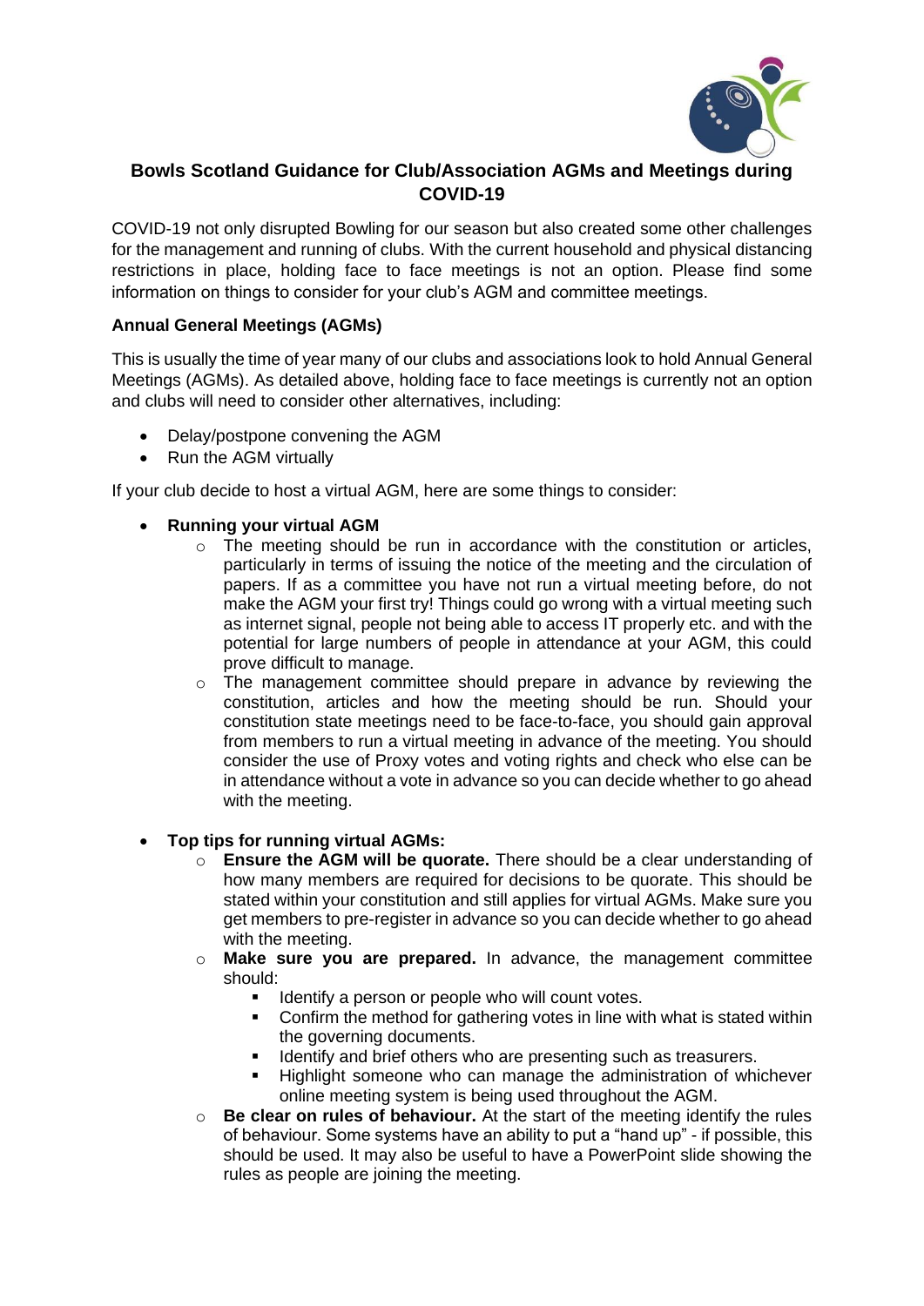# Bowls Scotland Guidance for Club/Association AGMs and Meetings during COVID-19

COVID-19 not only disrupted Bowling for our season but also created some other challenges for the management and running of clubs. With the current household and physical distancing restrictions in place, holding face to face meetings is not an option. Please find some information on things to consider for your club's AGM and committee meetings.

## Annual General Meetings (AGMs)

This is usually the time of year many of our clubs and associations look to hold Annual General Meetings (AGMs). As detailed above, holding face to face meetings is currently not an option and clubs will need to consider other alternatives, including:

- Delay/postpone convening the AGM
- Run the AGM virtually

If your club decide to host a virtual AGM, here are some things to consider:

- **Running your virtual AGM**
  - The meeting should be run in accordance with the constitution or articles, particularly in terms of issuing the notice of the meeting and the circulation of papers. If as a committee you have not run a virtual meeting before, do not make the AGM your first try! Things could go wrong with a virtual meeting such as internet signal, people not being able to access IT properly etc. and with the potential for large numbers of people in attendance at your AGM, this could prove difficult to manage.
  - The management committee should prepare in advance by reviewing the constitution, articles and how the meeting should be run. Should your constitution state meetings need to be face-to-face, you should gain approval from members to run a virtual meeting in advance of the meeting. You should consider the use of Proxy votes and voting rights and check who else can be in attendance without a vote in advance so you can decide whether to go ahead with the meeting.

- **Top tips for running virtual AGMs:**
  - **Ensure the AGM will be quorate.** There should be a clear understanding of how many members are required for decisions to be quorate. This should be stated within your constitution and still applies for virtual AGMs. Make sure you get members to pre-register in advance so you can decide whether to go ahead with the meeting.
  - **Make sure you are prepared.** In advance, the management committee should:
    - Identify a person or people who will count votes.
    - Confirm the method for gathering votes in line with what is stated within the governing documents.
    - Identify and brief others who are presenting such as treasurers.
    - Highlight someone who can manage the administration of whichever online meeting system is being used throughout the AGM.
  - **Be clear on rules of behaviour.** At the start of the meeting identify the rules of behaviour. Some systems have an ability to put a "hand up" - if possible, this should be used. It may also be useful to have a PowerPoint slide showing the rules as people are joining the meeting.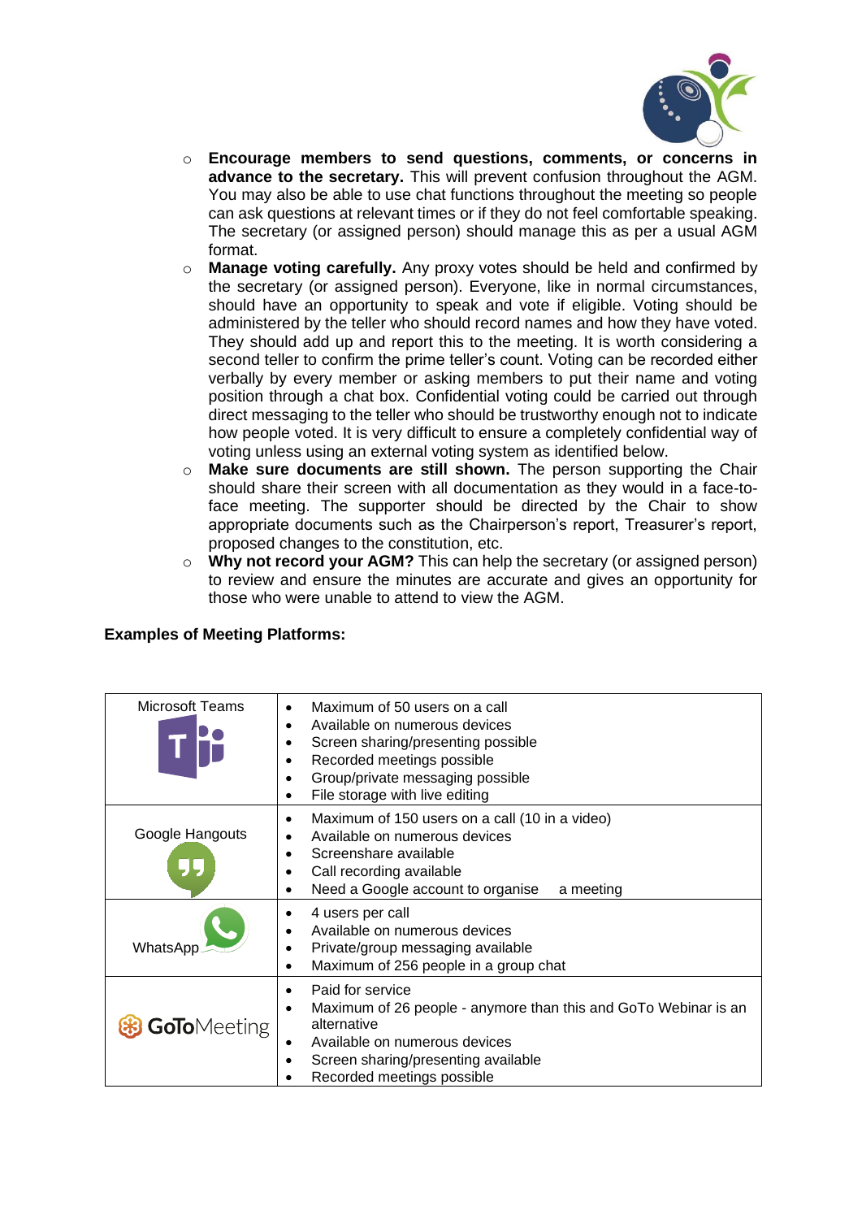- **Encourage members to send questions, comments, or concerns in advance to the secretary.** This will prevent confusion throughout the AGM. You may also be able to use chat functions throughout the meeting so people can ask questions at relevant times or if they do not feel comfortable speaking. The secretary (or assigned person) should manage this as per a usual AGM format.
- **Manage voting carefully.** Any proxy votes should be held and confirmed by the secretary (or assigned person). Everyone, like in normal circumstances, should have an opportunity to speak and vote if eligible. Voting should be administered by the teller who should record names and how they have voted. They should add up and report this to the meeting. It is worth considering a second teller to confirm the prime teller's count. Voting can be recorded either verbally by every member or asking members to put their name and voting position through a chat box. Confidential voting could be carried out through direct messaging to the teller who should be trustworthy enough not to indicate how people voted. It is very difficult to ensure a completely confidential way of voting unless using an external voting system as identified below.
- **Make sure documents are still shown.** The person supporting the Chair should share their screen with all documentation as they would in a face-to-face meeting. The supporter should be directed by the Chair to show appropriate documents such as the Chairperson's report, Treasurer's report, proposed changes to the constitution, etc.
- **Why not record your AGM?** This can help the secretary (or assigned person) to review and ensure the minutes are accurate and gives an opportunity for those who were unable to attend to view the AGM.

**Examples of Meeting Platforms:**

| Platform | Features |
| --- | --- |
| Microsoft Teams | • Maximum of 50 users on a call<br>• Available on numerous devices<br>• Screen sharing/presenting possible<br>• Recorded meetings possible<br>• Group/private messaging possible<br>• File storage with live editing |
| Google Hangouts | • Maximum of 150 users on a call (10 in a video)<br>• Available on numerous devices<br>• Screenshare available<br>• Call recording available<br>• Need a Google account to organise a meeting |
| WhatsApp | • 4 users per call<br>• Available on numerous devices<br>• Private/group messaging available<br>• Maximum of 256 people in a group chat |
| GoToMeeting | • Paid for service<br>• Maximum of 26 people - anymore than this and GoTo Webinar is an alternative<br>• Available on numerous devices<br>• Screen sharing/presenting available<br>• Recorded meetings possible |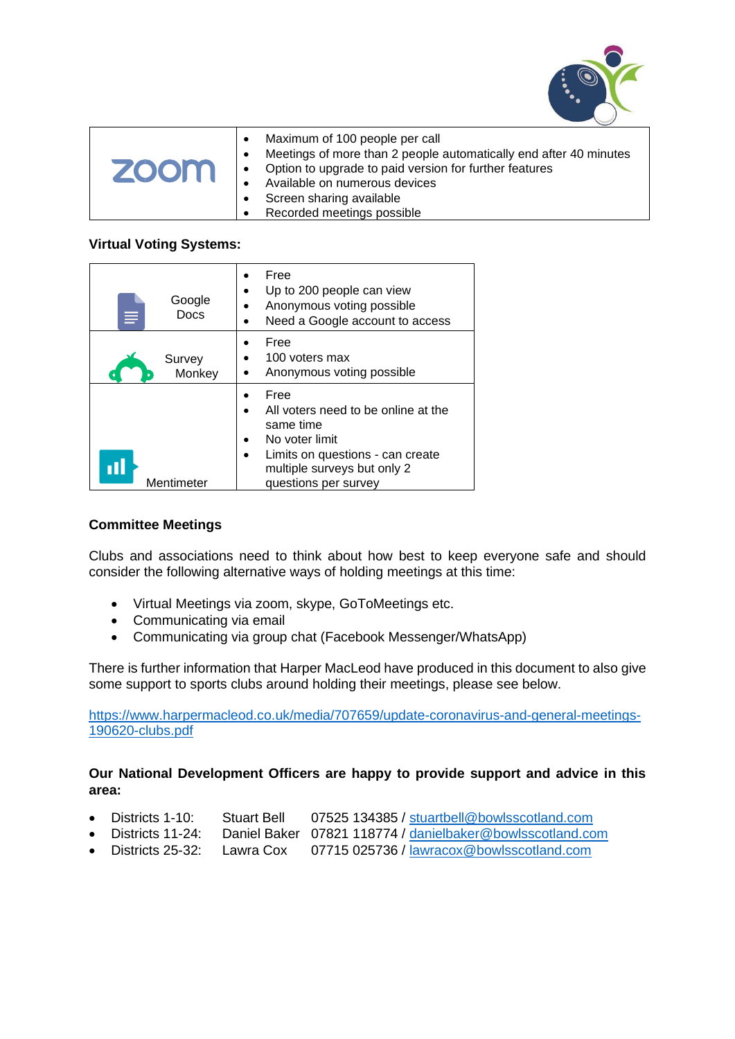| | |
|---|---|
| zoom | • Maximum of 100 people per call<br>• Meetings of more than 2 people automatically end after 40 minutes<br>• Option to upgrade to paid version for further features<br>• Available on numerous devices<br>• Screen sharing available<br>• Recorded meetings possible |

**Virtual Voting Systems:**

| | |
|---|---|
| Google Docs | • Free<br>• Up to 200 people can view<br>• Anonymous voting possible<br>• Need a Google account to access |
| Survey Monkey | • Free<br>• 100 voters max<br>• Anonymous voting possible |
| Mentimeter | • Free<br>• All voters need to be online at the same time<br>• No voter limit<br>• Limits on questions - can create multiple surveys but only 2 questions per survey |

**Committee Meetings**

Clubs and associations need to think about how best to keep everyone safe and should consider the following alternative ways of holding meetings at this time:

- Virtual Meetings via zoom, skype, GoToMeetings etc.
- Communicating via email
- Communicating via group chat (Facebook Messenger/WhatsApp)

There is further information that Harper MacLeod have produced in this document to also give some support to sports clubs around holding their meetings, please see below.

https://www.harpermacleod.co.uk/media/707659/update-coronavirus-and-general-meetings-190620-clubs.pdf

**Our National Development Officers are happy to provide support and advice in this area:**

- Districts 1-10: Stuart Bell 07525 134385 / stuartbell@bowlsscotland.com
- Districts 11-24: Daniel Baker 07821 118774 / danielbaker@bowlsscotland.com
- Districts 25-32: Lawra Cox 07715 025736 / lawracox@bowlsscotland.com